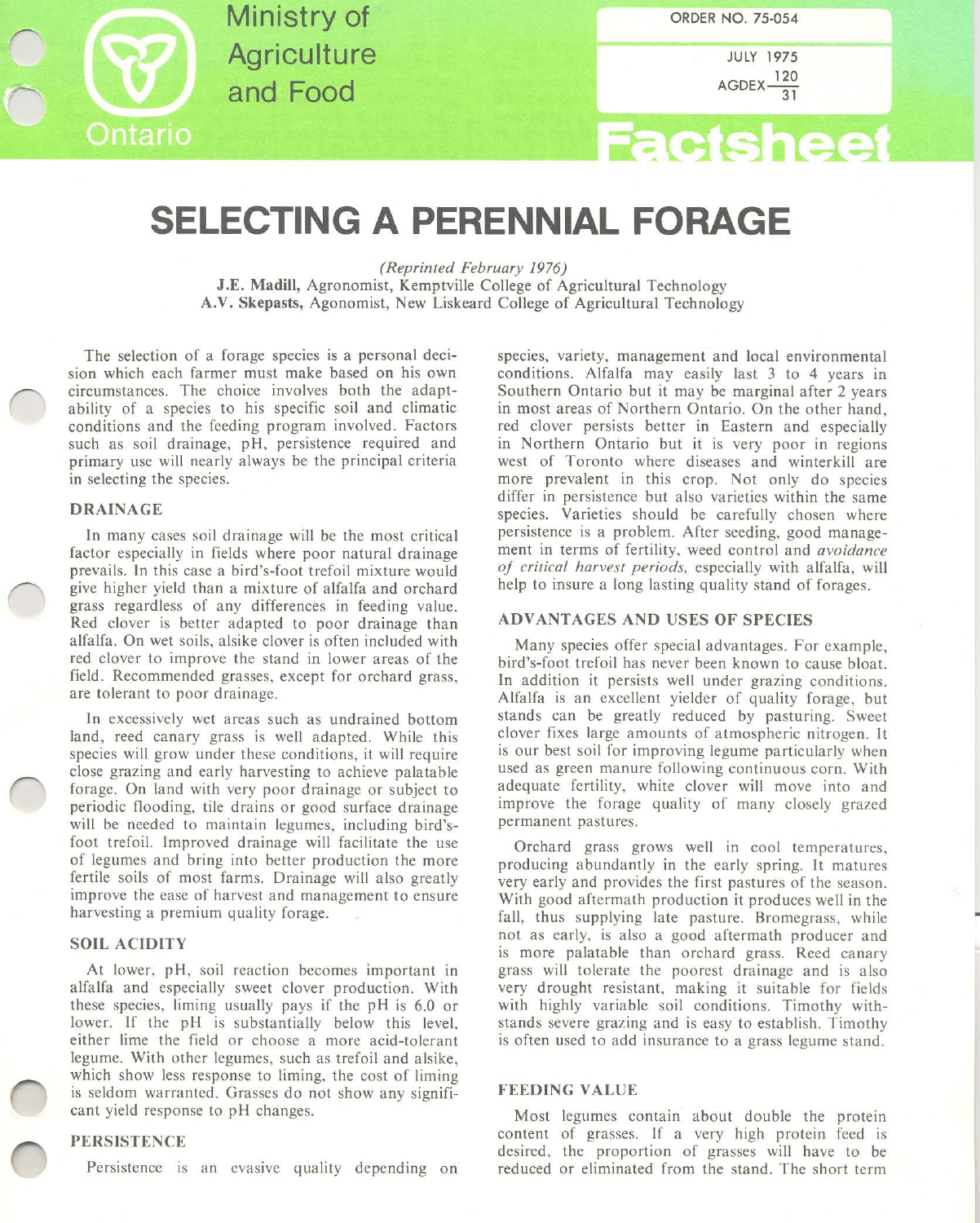Ministry of Agriculture and Food

Ontario

ORDER NO. 75-054

JULY 1975

AGDEX $\frac{120}{31}$

Factsheet

# SELECTING A PERENNIAL FORAGE

*(Reprinted February 1976)*

**J.E. Madill**, Agronomist, Kemptville College of Agricultural Technology
**A.V. Skepasts**, Agonomist, New Liskeard College of Agricultural Technology

The selection of a forage species is a personal decision which each farmer must make based on his own circumstances. The choice involves both the adaptability of a species to his specific soil and climatic conditions and the feeding program involved. Factors such as soil drainage, pH, persistence required and primary use will nearly always be the principal criteria in selecting the species.

## DRAINAGE

In many cases soil drainage will be the most critical factor especially in fields where poor natural drainage prevails. In this case a bird's-foot trefoil mixture would give higher yield than a mixture of alfalfa and orchard grass regardless of any differences in feeding value. Red clover is better adapted to poor drainage than alfalfa. On wet soils, alsike clover is often included with red clover to improve the stand in lower areas of the field. Recommended grasses, except for orchard grass, are tolerant to poor drainage.

In excessively wet areas such as undrained bottom land, reed canary grass is well adapted. While this species will grow under these conditions, it will require close grazing and early harvesting to achieve palatable forage. On land with very poor drainage or subject to periodic flooding, tile drains or good surface drainage will be needed to maintain legumes, including bird's-foot trefoil. Improved drainage will facilitate the use of legumes and bring into better production the more fertile soils of most farms. Drainage will also greatly improve the ease of harvest and management to ensure harvesting a premium quality forage.

## SOIL ACIDITY

At lower, pH, soil reaction becomes important in alfalfa and especially sweet clover production. With these species, liming usually pays if the pH is 6.0 or lower. If the pH is substantially below this level, either lime the field or choose a more acid-tolerant legume. With other legumes, such as trefoil and alsike, which show less response to liming, the cost of liming is seldom warranted. Grasses do not show any significant yield response to pH changes.

## PERSISTENCE

Persistence is an evasive quality depending on species, variety, management and local environmental conditions. Alfalfa may easily last 3 to 4 years in Southern Ontario but it may be marginal after 2 years in most areas of Northern Ontario. On the other hand, red clover persists better in Eastern and especially in Northern Ontario but it is very poor in regions west of Toronto where diseases and winterkill are more prevalent in this crop. Not only do species differ in persistence but also varieties within the same species. Varieties should be carefully chosen where persistence is a problem. After seeding, good management in terms of fertility, weed control and *avoidance of critical harvest periods,* especially with alfalfa, will help to insure a long lasting quality stand of forages.

## ADVANTAGES AND USES OF SPECIES

Many species offer special advantages. For example, bird's-foot trefoil has never been known to cause bloat. In addition it persists well under grazing conditions. Alfalfa is an excellent yielder of quality forage, but stands can be greatly reduced by pasturing. Sweet clover fixes large amounts of atmospheric nitrogen. It is our best soil for improving legume particularly when used as green manure following continuous corn. With adequate fertility, white clover will move into and improve the forage quality of many closely grazed permanent pastures.

Orchard grass grows well in cool temperatures, producing abundantly in the early spring. It matures very early and provides the first pastures of the season. With good aftermath production it produces well in the fall, thus supplying late pasture. Bromegrass, while not as early, is also a good aftermath producer and is more palatable than orchard grass. Reed canary grass will tolerate the poorest drainage and is also very drought resistant, making it suitable for fields with highly variable soil conditions. Timothy withstands severe grazing and is easy to establish. Timothy is often used to add insurance to a grass legume stand.

## FEEDING VALUE

Most legumes contain about double the protein content of grasses. If a very high protein feed is desired, the proportion of grasses will have to be reduced or eliminated from the stand. The short term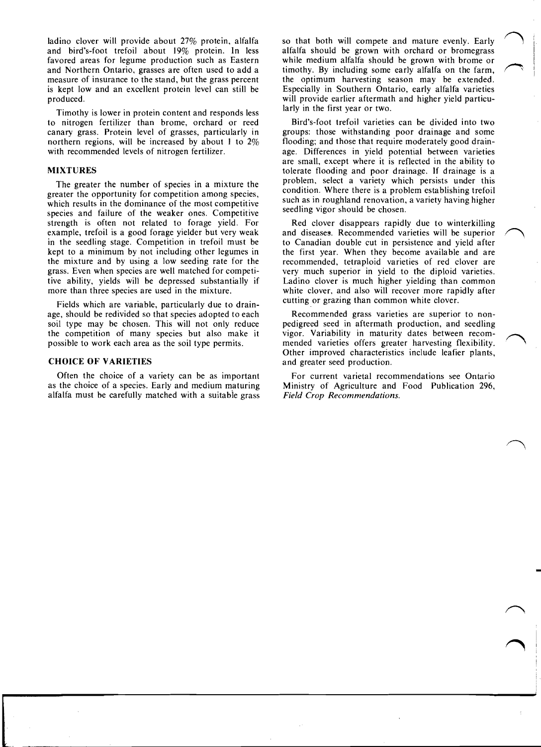ladino clover will provide about 27% protein, alfalfa and bird's-foot trefoil about 19% protein. In less favored areas for legume production such as Eastern and Northern Ontario, grasses are often used to add a measure of insurance to the stand, but the grass percent is kept low and an excellent protein level can still be produced.

Timothy is lower in protein content and responds less to nitrogen fertilizer than brome, orchard or reed canary grass. Protein level of grasses, particularly in northern regions, will be increased by about 1 to 2% with recommended levels of nitrogen fertilizer.

## MIXTURES

The greater the number of species in a mixture the greater the opportunity for competition among species, which results in the dominance of the most competitive species and failure of the weaker ones. Competitive strength is often not related to forage yield. For example, trefoil is a good forage yielder but very weak in the seedling stage. Competition in trefoil must be kept to a minimum by not including other legumes in the mixture and by using a low seeding rate for the grass. Even when species are well matched for competitive ability, yields will be depressed substantially if more than three species are used in the mixture.

Fields which are variable, particularly due to drainage, should be redivided so that species adopted to each soil type may be chosen. This will not only reduce the competition of many species but also make it possible to work each area as the soil type permits.

## CHOICE OF VARIETIES

Often the choice of a variety can be as important as the choice of a species. Early and medium maturing alfalfa must be carefully matched with a suitable grass so that both will compete and mature evenly. Early alfalfa should be grown with orchard or bromegrass while medium alfalfa should be grown with brome or timothy. By including some early alfalfa on the farm, the optimum harvesting season may be extended. Especially in Southern Ontario, early alfalfa varieties will provide earlier aftermath and higher yield particularly in the first year or two.

Bird's-foot trefoil varieties can be divided into two groups: those withstanding poor drainage and some flooding; and those that require moderately good drainage. Differences in yield potential between varieties are small, except where it is reflected in the ability to tolerate flooding and poor drainage. If drainage is a problem, select a variety which persists under this condition. Where there is a problem establishing trefoil such as in roughland renovation, a variety having higher seedling vigor should be chosen.

Red clover disappears rapidly due to winterkilling and diseases. Recommended varieties will be superior to Canadian double cut in persistence and yield after the first year. When they become available and are recommended, tetraploid varieties of red clover are very much superior in yield to the diploid varieties. Ladino clover is much higher yielding than common white clover, and also will recover more rapidly after cutting or grazing than common white clover.

Recommended grass varieties are superior to non-pedigreed seed in aftermath production, and seedling vigor. Variability in maturity dates between recommended varieties offers greater harvesting flexibility. Other improved characteristics include leafier plants, and greater seed production.

For current varietal recommendations see Ontario Ministry of Agriculture and Food Publication 296, *Field Crop Recommendations.*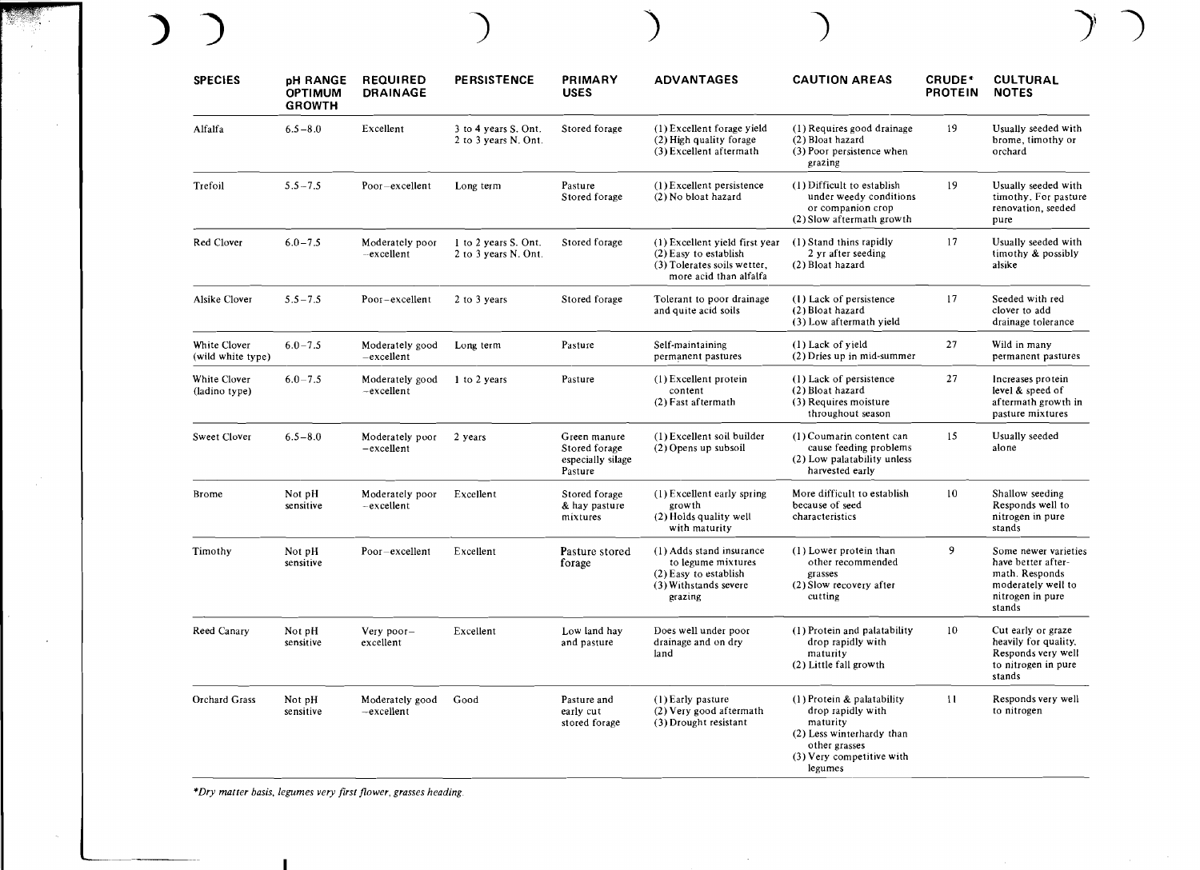| SPECIES | pH RANGE OPTIMUM GROWTH | REQUIRED DRAINAGE | PERSISTENCE | PRIMARY USES | ADVANTAGES | CAUTION AREAS | CRUDE* PROTEIN | CULTURAL NOTES |
|---|---|---|---|---|---|---|---|---|
| Alfalfa | 6.5–8.0 | Excellent | 3 to 4 years S. Ont. 2 to 3 years N. Ont. | Stored forage | (1) Excellent forage yield (2) High quality forage (3) Excellent aftermath | (1) Requires good drainage (2) Bloat hazard (3) Poor persistence when grazing | 19 | Usually seeded with brome, timothy or orchard |
| Trefoil | 5.5–7.5 | Poor–excellent | Long term | Pasture Stored forage | (1) Excellent persistence (2) No bloat hazard | (1) Difficult to establish under weedy conditions or companion crop (2) Slow aftermath growth | 19 | Usually seeded with timothy. For pasture renovation, seeded pure |
| Red Clover | 6.0–7.5 | Moderately poor –excellent | 1 to 2 years S. Ont. 2 to 3 years N. Ont. | Stored forage | (1) Excellent yield first year (2) Easy to establish (3) Tolerates soils wetter, more acid than alfalfa | (1) Stand thins rapidly 2 yr after seeding (2) Bloat hazard | 17 | Usually seeded with timothy & possibly alsike |
| Alsike Clover | 5.5–7.5 | Poor–excellent | 2 to 3 years | Stored forage | Tolerant to poor drainage and quite acid soils | (1) Lack of persistence (2) Bloat hazard (3) Low aftermath yield | 17 | Seeded with red clover to add drainage tolerance |
| White Clover (wild white type) | 6.0–7.5 | Moderately good –excellent | Long term | Pasture | Self-maintaining permanent pastures | (1) Lack of yield (2) Dries up in mid-summer | 27 | Wild in many permanent pastures |
| White Clover (ladino type) | 6.0–7.5 | Moderately good –excellent | 1 to 2 years | Pasture | (1) Excellent protein content (2) Fast aftermath | (1) Lack of persistence (2) Bloat hazard (3) Requires moisture throughout season | 27 | Increases protein level & speed of aftermath growth in pasture mixtures |
| Sweet Clover | 6.5–8.0 | Moderately poor –excellent | 2 years | Green manure Stored forage especially silage Pasture | (1) Excellent soil builder (2) Opens up subsoil | (1) Coumarin content can cause feeding problems (2) Low palatability unless harvested early | 15 | Usually seeded alone |
| Brome | Not pH sensitive | Moderately poor –excellent | Excellent | Stored forage & hay pasture mixtures | (1) Excellent early spring growth (2) Holds quality well with maturity | More difficult to establish because of seed characteristics | 10 | Shallow seeding Responds well to nitrogen in pure stands |
| Timothy | Not pH sensitive | Poor–excellent | Excellent | Pasture stored forage | (1) Adds stand insurance to legume mixtures (2) Easy to establish (3) Withstands severe grazing | (1) Lower protein than other recommended grasses (2) Slow recovery after cutting | 9 | Some newer varieties have better aftermath. Responds moderately well to nitrogen in pure stands |
| Reed Canary | Not pH sensitive | Very poor–excellent | Excellent | Low land hay and pasture | Does well under poor drainage and on dry land | (1) Protein and palatability drop rapidly with maturity (2) Little fall growth | 10 | Cut early or graze heavily for quality. Responds very well to nitrogen in pure stands |
| Orchard Grass | Not pH sensitive | Moderately good –excellent | Good | Pasture and early cut stored forage | (1) Early pasture (2) Very good aftermath (3) Drought resistant | (1) Protein & palatability drop rapidly with maturity (2) Less winterhardy than other grasses (3) Very competitive with legumes | 11 | Responds very well to nitrogen |

*\*Dry matter basis, legumes very first flower, grasses heading.*